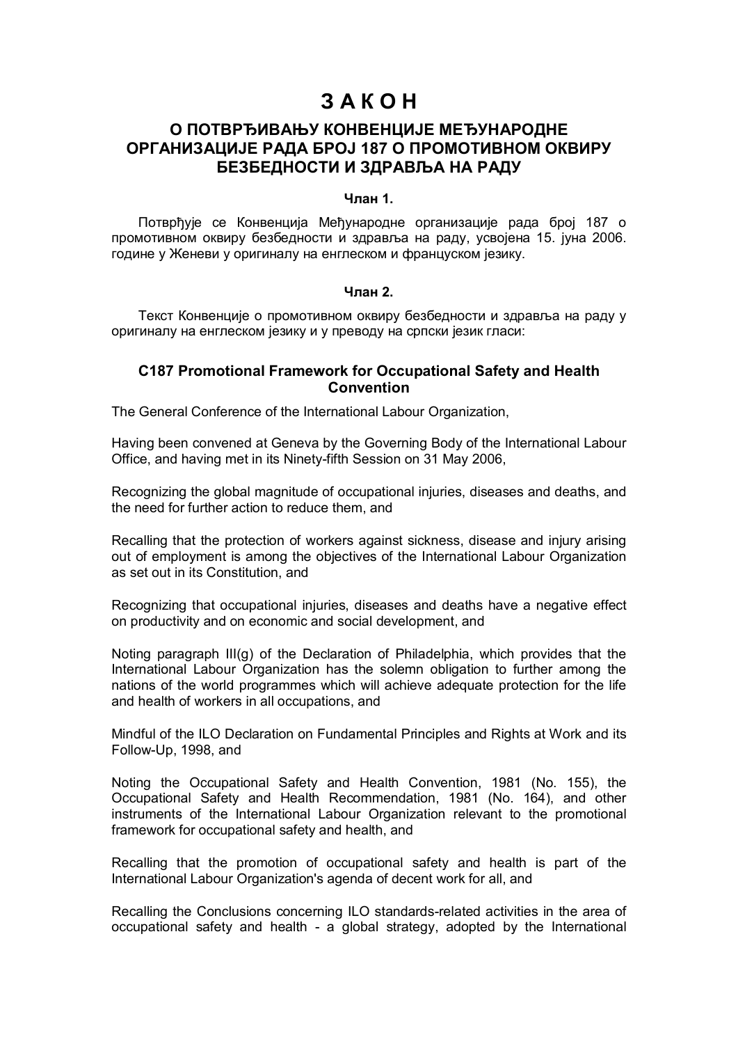# З А К О Н

## О ПОТВРЂИВАЊУ КОНВЕНЦИЈЕ МЕЂУНАРОДНЕ ОРГАНИЗАЦИЈЕ РАДА БРОЈ 187 О ПРОМОТИВНОМ ОКВИРУ БЕЗБЕДНОСТИ И ЗДРАВЉА НА РАДУ

### Члан 1.

Потврђује се Конвенција Међународне организације рада број 187 о промотивном оквиру безбедности и здравља на раду, усвојена 15. јуна 2006. године у Женеви у оригиналу на енглеском и француском језику.

### Члан 2.

Текст Конвенције о промотивном оквиру безбедности и здравља на раду у оригиналу на енглеском језику и у преводу на српски језик гласи:

### C187 Promotional Framework for Occupational Safety and Health Convention

The General Conference of the International Labour Organization,

Having been convened at Geneva by the Governing Body of the International Labour Office, and having met in its Ninety-fifth Session on 31 May 2006,

Recognizing the global magnitude of occupational injuries, diseases and deaths, and the need for further action to reduce them, and

Recalling that the protection of workers against sickness, disease and injury arising out of employment is among the objectives of the International Labour Organization as set out in its Constitution, and

Recognizing that occupational injuries, diseases and deaths have a negative effect on productivity and on economic and social development, and

Noting paragraph III(g) of the Declaration of Philadelphia, which provides that the International Labour Organization has the solemn obligation to further among the nations of the world programmes which will achieve adequate protection for the life and health of workers in all occupations, and

Mindful of the ILO Declaration on Fundamental Principles and Rights at Work and its Follow-Up, 1998, and

Noting the Occupational Safety and Health Convention, 1981 (No. 155), the Occupational Safety and Health Recommendation, 1981 (No. 164), and other instruments of the International Labour Organization relevant to the promotional framework for occupational safety and health, and

Recalling that the promotion of occupational safety and health is part of the International Labour Organization's agenda of decent work for all, and

Recalling the Conclusions concerning ILO standards-related activities in the area of occupational safety and health - a global strategy, adopted by the International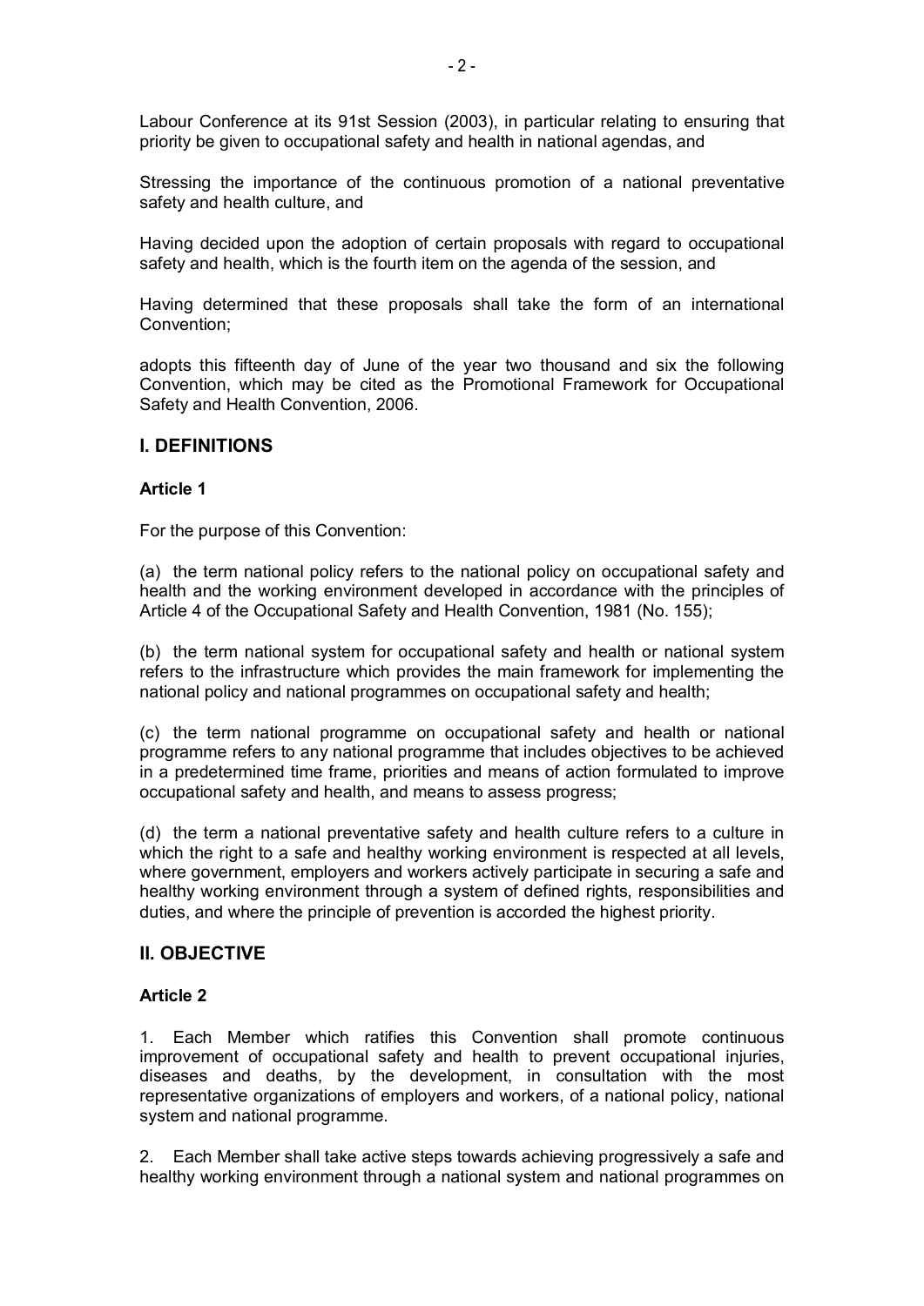Labour Conference at its 91st Session (2003), in particular relating to ensuring that priority be given to occupational safety and health in national agendas, and

Stressing the importance of the continuous promotion of a national preventative safety and health culture, and

Having decided upon the adoption of certain proposals with regard to occupational safety and health, which is the fourth item on the agenda of the session, and

Having determined that these proposals shall take the form of an international Convention;

adopts this fifteenth day of June of the year two thousand and six the following Convention, which may be cited as the Promotional Framework for Occupational Safety and Health Convention, 2006.

## I. DEFINITIONS

### Article 1

For the purpose of this Convention:

(a) the term national policy refers to the national policy on occupational safety and health and the working environment developed in accordance with the principles of Article 4 of the Occupational Safety and Health Convention, 1981 (No. 155);

(b) the term national system for occupational safety and health or national system refers to the infrastructure which provides the main framework for implementing the national policy and national programmes on occupational safety and health;

(c) the term national programme on occupational safety and health or national programme refers to any national programme that includes objectives to be achieved in a predetermined time frame, priorities and means of action formulated to improve occupational safety and health, and means to assess progress;

(d) the term a national preventative safety and health culture refers to a culture in which the right to a safe and healthy working environment is respected at all levels, where government, employers and workers actively participate in securing a safe and healthy working environment through a system of defined rights, responsibilities and duties, and where the principle of prevention is accorded the highest priority.

## II. OBJECTIVE

### Article 2

1. Each Member which ratifies this Convention shall promote continuous improvement of occupational safety and health to prevent occupational injuries, diseases and deaths, by the development, in consultation with the most representative organizations of employers and workers, of a national policy, national system and national programme.

2. Each Member shall take active steps towards achieving progressively a safe and healthy working environment through a national system and national programmes on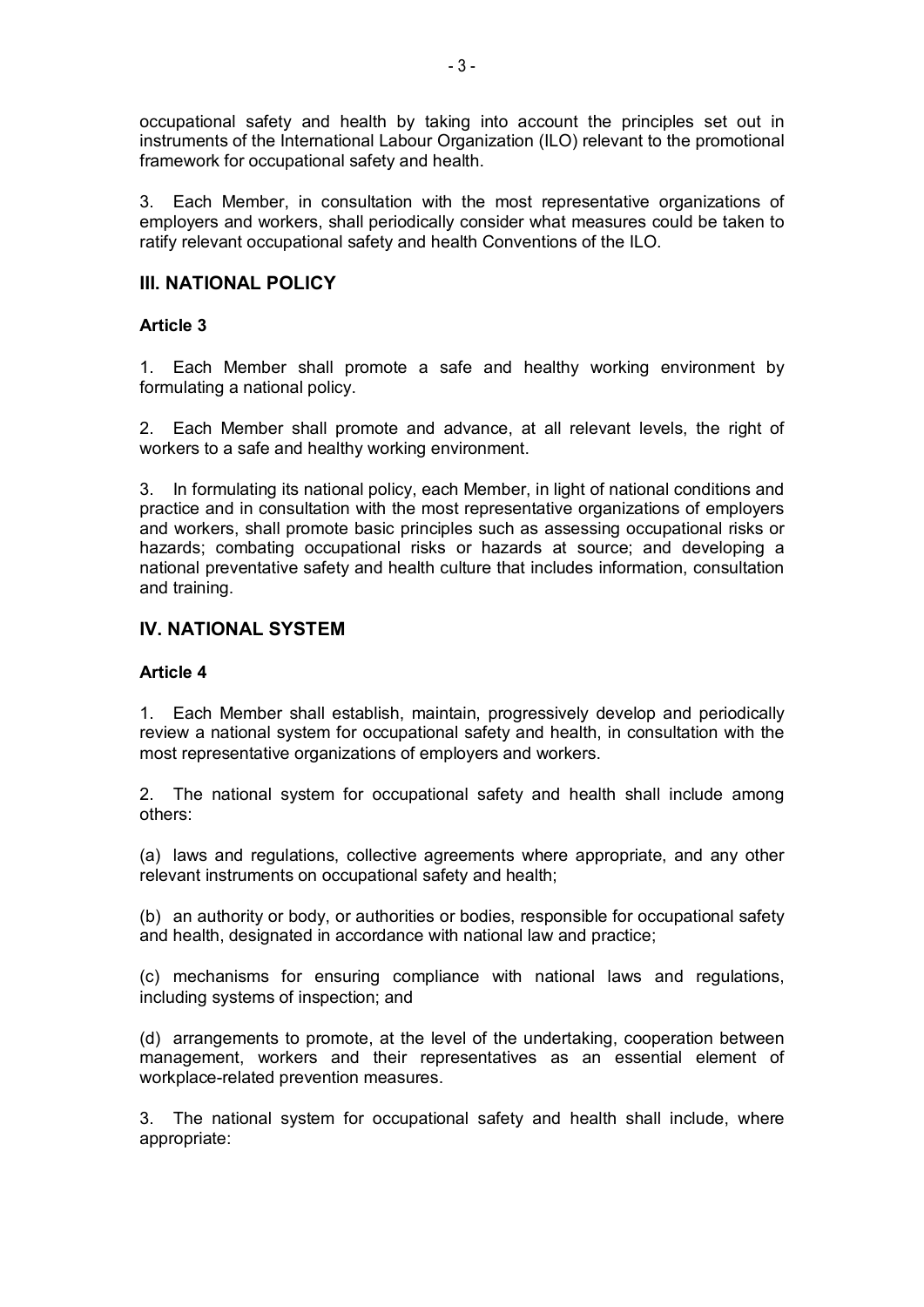occupational safety and health by taking into account the principles set out in instruments of the International Labour Organization (ILO) relevant to the promotional framework for occupational safety and health.

3. Each Member, in consultation with the most representative organizations of employers and workers, shall periodically consider what measures could be taken to ratify relevant occupational safety and health Conventions of the ILO.

## III. NATIONAL POLICY

### Article 3

1. Each Member shall promote a safe and healthy working environment by formulating a national policy.

2. Each Member shall promote and advance, at all relevant levels, the right of workers to a safe and healthy working environment.

3. In formulating its national policy, each Member, in light of national conditions and practice and in consultation with the most representative organizations of employers and workers, shall promote basic principles such as assessing occupational risks or hazards; combating occupational risks or hazards at source; and developing a national preventative safety and health culture that includes information, consultation and training.

## IV. NATIONAL SYSTEM

### Article 4

1. Each Member shall establish, maintain, progressively develop and periodically review a national system for occupational safety and health, in consultation with the most representative organizations of employers and workers.

2. The national system for occupational safety and health shall include among others:

(a) laws and regulations, collective agreements where appropriate, and any other relevant instruments on occupational safety and health;

(b) an authority or body, or authorities or bodies, responsible for occupational safety and health, designated in accordance with national law and practice;

(c) mechanisms for ensuring compliance with national laws and regulations, including systems of inspection; and

(d) arrangements to promote, at the level of the undertaking, cooperation between management, workers and their representatives as an essential element of workplace-related prevention measures.

3. The national system for occupational safety and health shall include, where appropriate: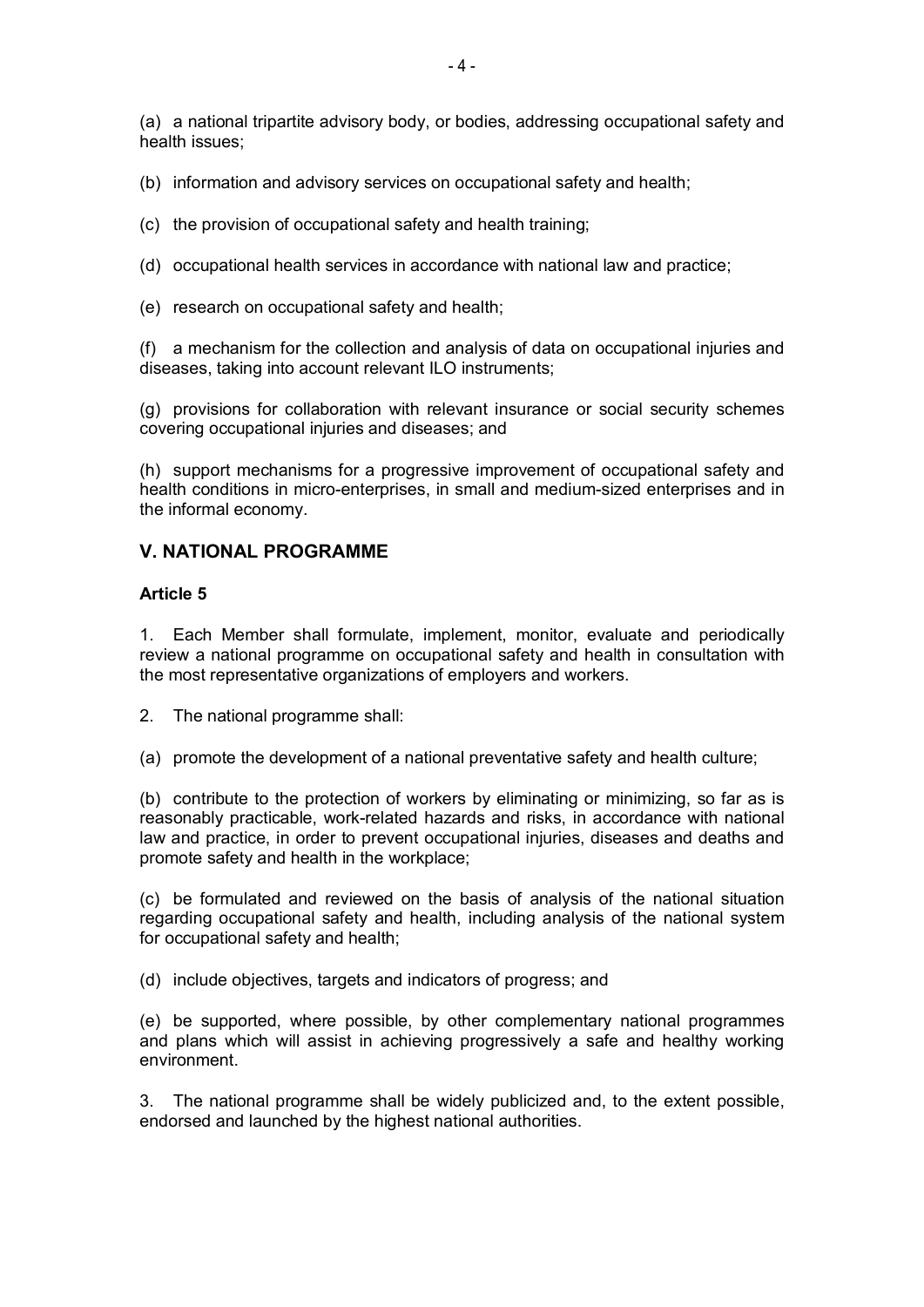(a) a national tripartite advisory body, or bodies, addressing occupational safety and health issues;

(b) information and advisory services on occupational safety and health;

(c) the provision of occupational safety and health training;

(d) occupational health services in accordance with national law and practice;

(e) research on occupational safety and health;

(f) a mechanism for the collection and analysis of data on occupational injuries and diseases, taking into account relevant ILO instruments;

(g) provisions for collaboration with relevant insurance or social security schemes covering occupational injuries and diseases; and

(h) support mechanisms for a progressive improvement of occupational safety and health conditions in micro-enterprises, in small and medium-sized enterprises and in the informal economy.

## V. NATIONAL PROGRAMME

### Article 5

1. Each Member shall formulate, implement, monitor, evaluate and periodically review a national programme on occupational safety and health in consultation with the most representative organizations of employers and workers.

2. The national programme shall:

(a) promote the development of a national preventative safety and health culture;

(b) contribute to the protection of workers by eliminating or minimizing, so far as is reasonably practicable, work-related hazards and risks, in accordance with national law and practice, in order to prevent occupational injuries, diseases and deaths and promote safety and health in the workplace;

(c) be formulated and reviewed on the basis of analysis of the national situation regarding occupational safety and health, including analysis of the national system for occupational safety and health;

(d) include objectives, targets and indicators of progress; and

(e) be supported, where possible, by other complementary national programmes and plans which will assist in achieving progressively a safe and healthy working environment.

3. The national programme shall be widely publicized and, to the extent possible, endorsed and launched by the highest national authorities.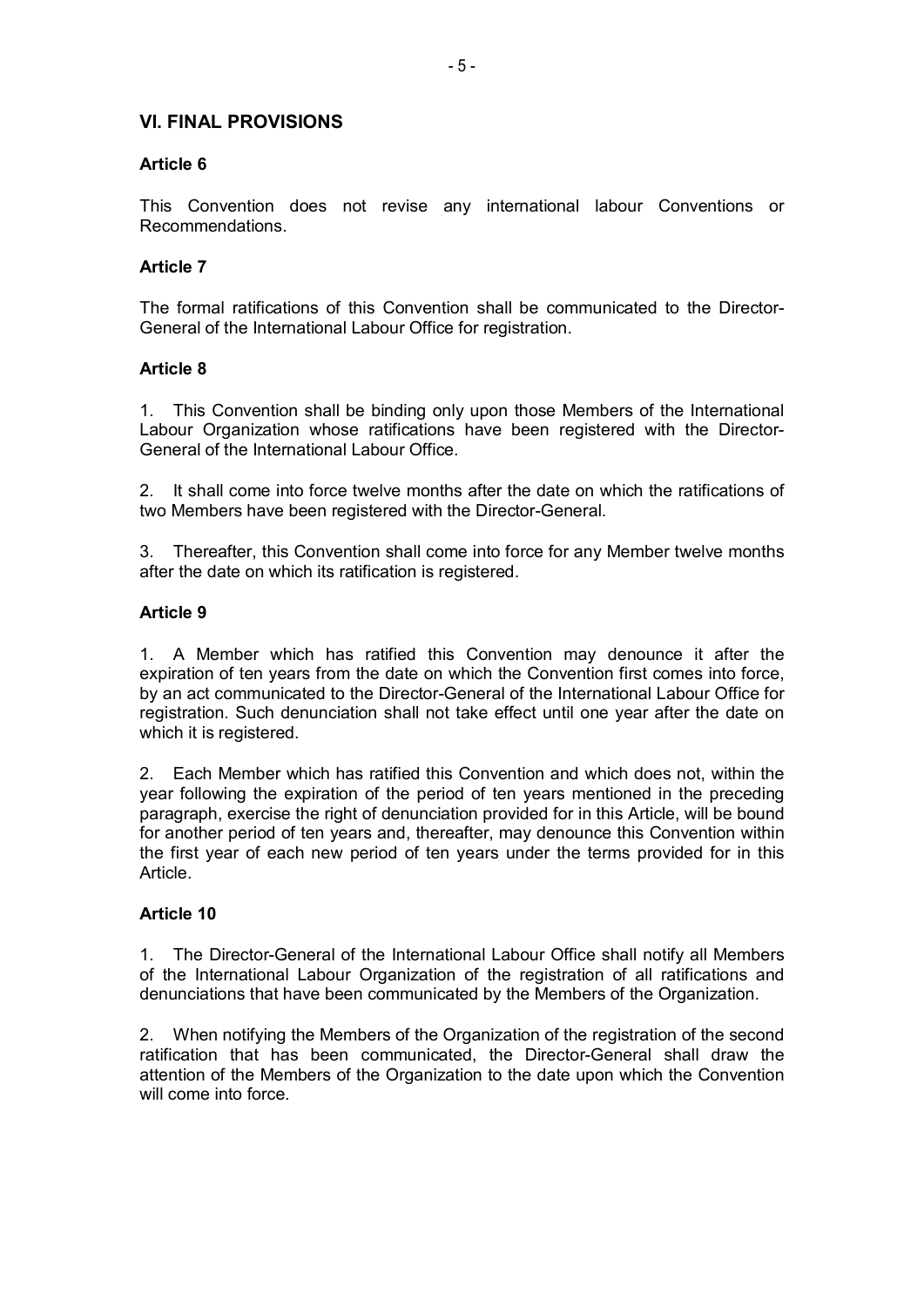## VI. FINAL PROVISIONS

### Article 6

This Convention does not revise any international labour Conventions or Recommendations.

### Article 7

The formal ratifications of this Convention shall be communicated to the Director-General of the International Labour Office for registration.

### Article 8

1. This Convention shall be binding only upon those Members of the International Labour Organization whose ratifications have been registered with the Director-General of the International Labour Office.

2. It shall come into force twelve months after the date on which the ratifications of two Members have been registered with the Director-General.

3. Thereafter, this Convention shall come into force for any Member twelve months after the date on which its ratification is registered.

### Article 9

1. A Member which has ratified this Convention may denounce it after the expiration of ten years from the date on which the Convention first comes into force, by an act communicated to the Director-General of the International Labour Office for registration. Such denunciation shall not take effect until one year after the date on which it is registered.

2. Each Member which has ratified this Convention and which does not, within the year following the expiration of the period of ten years mentioned in the preceding paragraph, exercise the right of denunciation provided for in this Article, will be bound for another period of ten years and, thereafter, may denounce this Convention within the first year of each new period of ten years under the terms provided for in this Article.

### Article 10

1. The Director-General of the International Labour Office shall notify all Members of the International Labour Organization of the registration of all ratifications and denunciations that have been communicated by the Members of the Organization.

2. When notifying the Members of the Organization of the registration of the second ratification that has been communicated, the Director-General shall draw the attention of the Members of the Organization to the date upon which the Convention will come into force.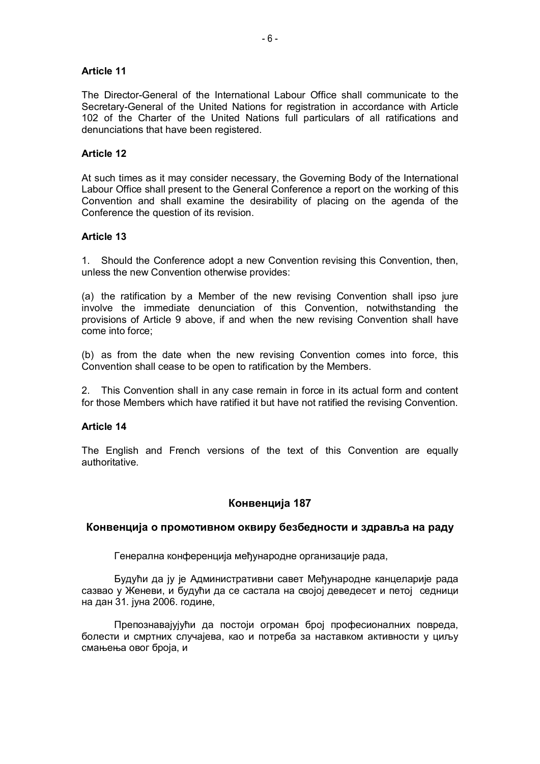**Article 11**

The Director-General of the International Labour Office shall communicate to the Secretary-General of the United Nations for registration in accordance with Article 102 of the Charter of the United Nations full particulars of all ratifications and denunciations that have been registered.

**Article 12**

At such times as it may consider necessary, the Governing Body of the International Labour Office shall present to the General Conference a report on the working of this Convention and shall examine the desirability of placing on the agenda of the Conference the question of its revision.

**Article 13**

1. Should the Conference adopt a new Convention revising this Convention, then, unless the new Convention otherwise provides:

(a) the ratification by a Member of the new revising Convention shall ipso jure involve the immediate denunciation of this Convention, notwithstanding the provisions of Article 9 above, if and when the new revising Convention shall have come into force;

(b) as from the date when the new revising Convention comes into force, this Convention shall cease to be open to ratification by the Members.

2. This Convention shall in any case remain in force in its actual form and content for those Members which have ratified it but have not ratified the revising Convention.

**Article 14**

The English and French versions of the text of this Convention are equally authoritative.

## Конвенција 187

## Конвенција о промотивном оквиру безбедности и здравља на раду

Генерална конференција међународне организације рада,

Будући да ју је Административни савет Међународне канцеларије рада сазвао у Женеви, и будући да се састала на својој деведесет и петој седници на дан 31. јуна 2006. године,

Препознавајујући да постоји огроман број професионалних повреда, болести и смртних случајева, као и потреба за наставком активности у циљу смањења овог броја, и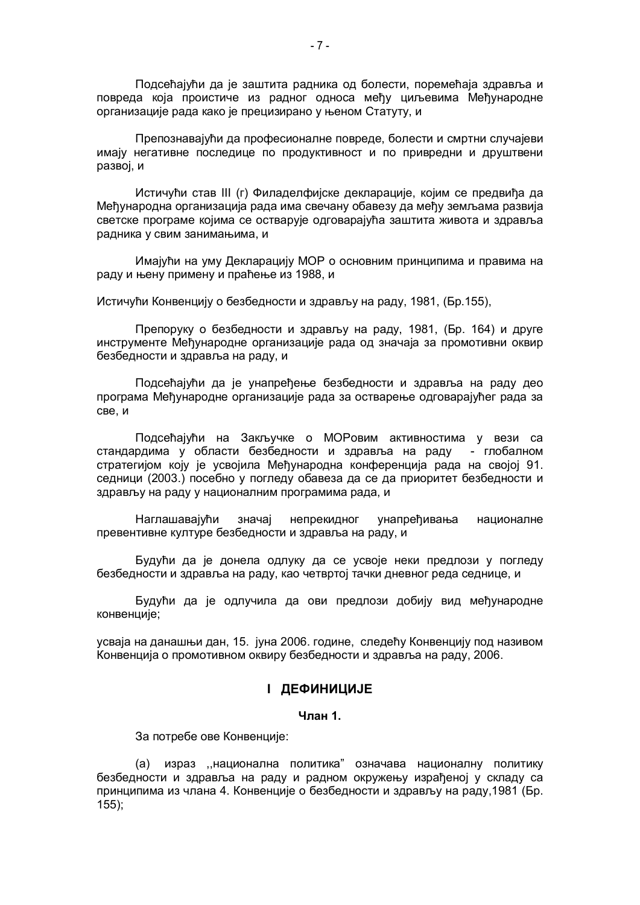Подсећајући да је заштита радника од болести, поремећаја здравља и повреда која проистиче из радног односа међу циљевима Међународне организације рада како је прецизирано у њеном Статуту, и

Препознавајући да професионалне повреде, болести и смртни случајеви имају негативне последице по продуктивност и по привредни и друштвени развој, и

Истичући став III (г) Филаделфијске декларације, којим се предвиђа да Међународна организација рада има свечану обавезу да међу земљама развија светске програме којима се остварује одговарајућа заштита живота и здравља радника у свим занимањима, и

Имајући на уму Декларацију МОР о основним принципима и правима на раду и њену примену и праћење из 1988, и

Истичући Конвенцију о безбедности и здрављу на раду, 1981, (Бр.155),

Препоруку о безбедности и здрављу на раду, 1981, (Бр. 164) и друге инструменте Међународне организације рада од значаја за промотивни оквир безбедности и здравља на раду, и

Подсећајући да је унапређење безбедности и здравља на раду део програма Међународне организације рада за остварење одговарајућег рада за све, и

Подсећајући на Закључке о МОРовим активностима у вези са стандардима у области безбедности и здравља на раду - глобалном стратегијом коју је усвојила Међународна конференција рада на својој 91. седници (2003.) посебно у погледу обавеза да се да приоритет безбедности и здрављу на раду у националним програмима рада, и

Наглашавајући значај непрекидног унапређивања националне превентивне културе безбедности и здравља на раду, и

Будући да је донела одлуку да се усвоје неки предлози у погледу безбедности и здравља на раду, као четвртој тачки дневног реда седнице, и

Будући да је одлучила да ови предлози добију вид међународне конвенције;

усваја на данашњи дан, 15. јуна 2006. године, следећу Конвенцију под називом Конвенција о промотивном оквиру безбедности и здравља на раду, 2006.

## I ДЕФИНИЦИЈЕ

### Члан 1.

За потребе ове Конвенције:

(а) израз ,,национална политика” означава националну политику безбедности и здравља на раду и радном окружењу израђеној у складу са принципима из члана 4. Конвенције о безбедности и здрављу на раду,1981 (Бр. 155);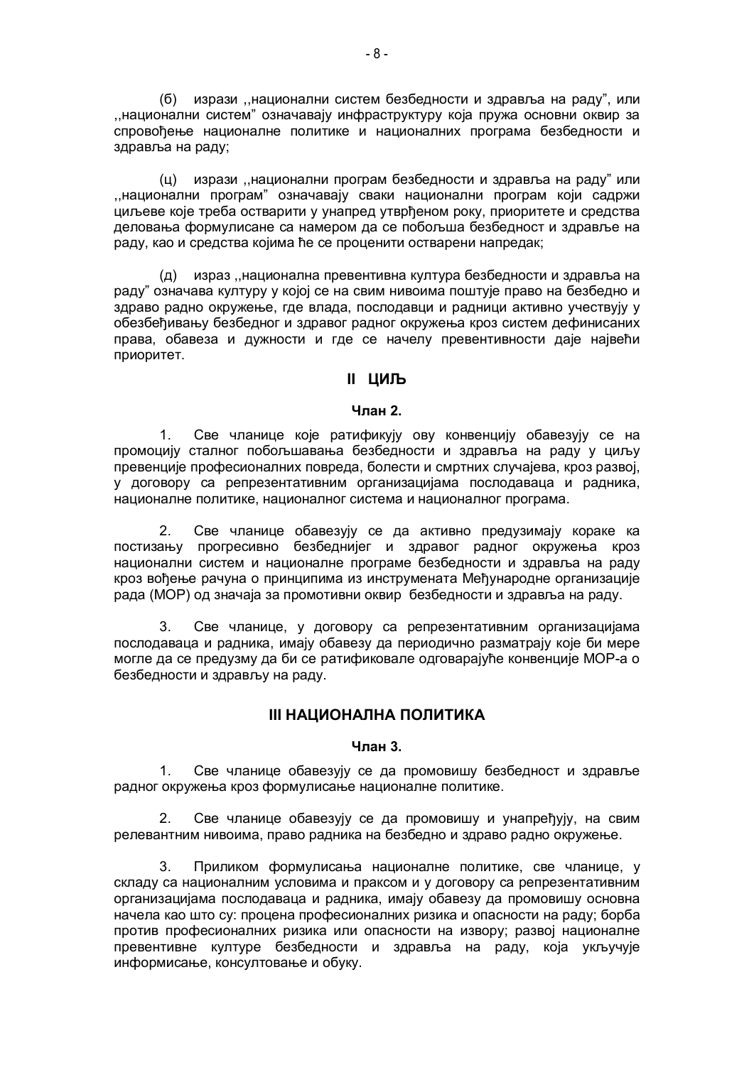(б) изрази ,,национални систем безбедности и здравља на раду", или ,,национални систем" означавају инфраструктуру која пружа основни оквир за спровођење националне политике и националних програма безбедности и здравља на раду;

(ц) изрази ,,национални програм безбедности и здравља на раду" или ,,национални програм" означавају сваки национални програм који садржи циљеве које треба остварити у унапред утврђеном року, приоритете и средства деловања формулисане са намером да се побољша безбедност и здравље на раду, као и средства којима ће се проценити остварени напредак;

(д) израз ,,национална превентивна култура безбедности и здравља на раду" означава културу у којој се на свим нивоима поштује право на безбедно и здраво радно окружење, где влада, послодавци и радници активно учествују у обезбеђивању безбедног и здравог радног окружења кроз систем дефинисаних права, обавеза и дужности и где се начелу превентивности даје највећи приоритет.

## II ЦИЉ

### Члан 2.

1. Све чланице које ратификују ову конвенцију обавезују се на промоцију сталног побољшавања безбедности и здравља на раду у циљу превенције професионалних повреда, болести и смртних случајева, кроз развој, у договору са репрезентативним организацијама послодаваца и радника, националне политике, националног система и националног програма.

2. Све чланице обавезују се да активно предузимају кораке ка постизању прогресивно безбеднијег и здравог радног окружења кроз национални систем и националне програме безбедности и здравља на раду кроз вођење рачуна о принципима из инструмената Међународне организације рада (МОР) од значаја за промотивни оквир безбедности и здравља на раду.

3. Све чланице, у договору са репрезентативним организацијама послодаваца и радника, имају обавезу да периодично разматрају које би мере могле да се предузму да би се ратификовале одговарајуће конвенције МОР-а о безбедности и здрављу на раду.

## III НАЦИОНАЛНА ПОЛИТИКА

### Члан 3.

1. Све чланице обавезују се да промовишу безбедност и здравље радног окружења кроз формулисање националне политике.

2. Све чланице обавезују се да промовишу и унапређују, на свим релевантним нивоима, право радника на безбедно и здраво радно окружење.

3. Приликом формулисања националне политике, све чланице, у складу са националним условима и праксом и у договору са репрезентативним организацијама послодаваца и радника, имају обавезу да промовишу основна начела као што су: процена професионалних ризика и опасности на раду; борба против професионалних ризика или опасности на извору; развој националне превентивне културе безбедности и здравља на раду, која укључује информисање, консултовање и обуку.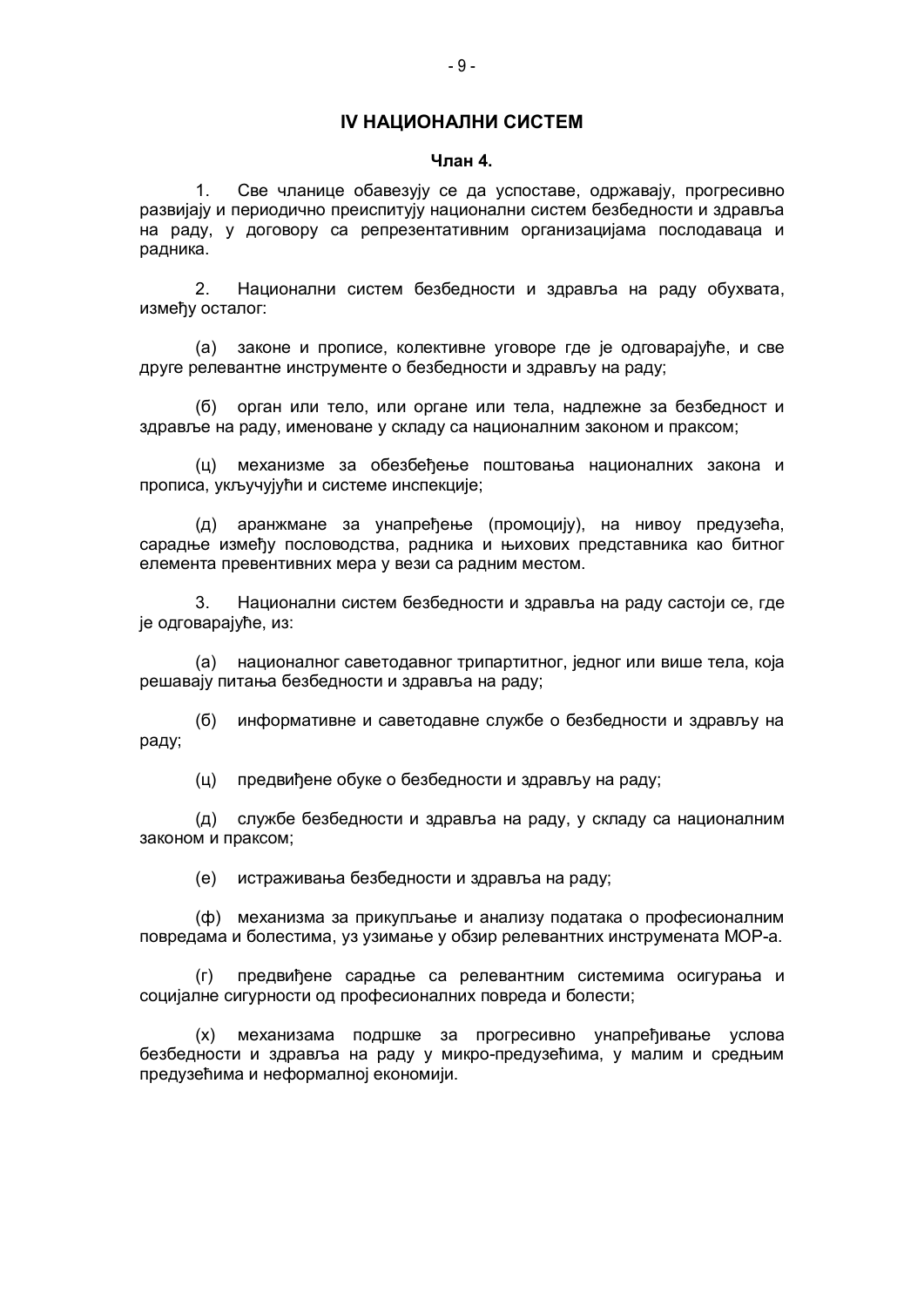## IV НАЦИОНАЛНИ СИСТЕМ

### Члан 4.

1. Све чланице обавезују се да успоставе, одржавају, прогресивно развијају и периодично преиспитују национални систем безбедности и здравља на раду, у договору са репрезентативним организацијама послодаваца и радника.

2. Национални систем безбедности и здравља на раду обухвата, између осталог:

(а) законе и прописе, колективне уговоре где је одговарајуће, и све друге релевантне инструменте о безбедности и здрављу на раду;

(б) орган или тело, или органе или тела, надлежне за безбедност и здравље на раду, именоване у складу са националним законом и праксом;

(ц) механизме за обезбеђење поштовања националних закона и прописа, укључујући и системе инспекције;

(д) аранжмане за унапређење (промоцију), на нивоу предузећа, сарадње између пословодства, радника и њихових представника као битног елемента превентивних мера у вези са радним местом.

3. Национални систем безбедности и здравља на раду састоји се, где је одговарајуће, из:

(а) националног саветодавног трипартитног, једног или више тела, која решавају питања безбедности и здравља на раду;

(б) информативне и саветодавне службе о безбедности и здрављу на раду;

(ц) предвиђене обуке о безбедности и здрављу на раду;

(д) службе безбедности и здравља на раду, у складу са националним законом и праксом;

(е) истраживања безбедности и здравља на раду;

(ф) механизма за прикупљање и анализу података о професионалним повредама и болестима, уз узимање у обзир релевантних инструмената МОР-а.

(г) предвиђене сарадње са релевантним системима осигурања и социјалне сигурности од професионалних повреда и болести;

(х) механизама подршке за прогресивно унапређивање услова безбедности и здравља на раду у микро-предузећима, у малим и средњим предузећима и неформалној економији.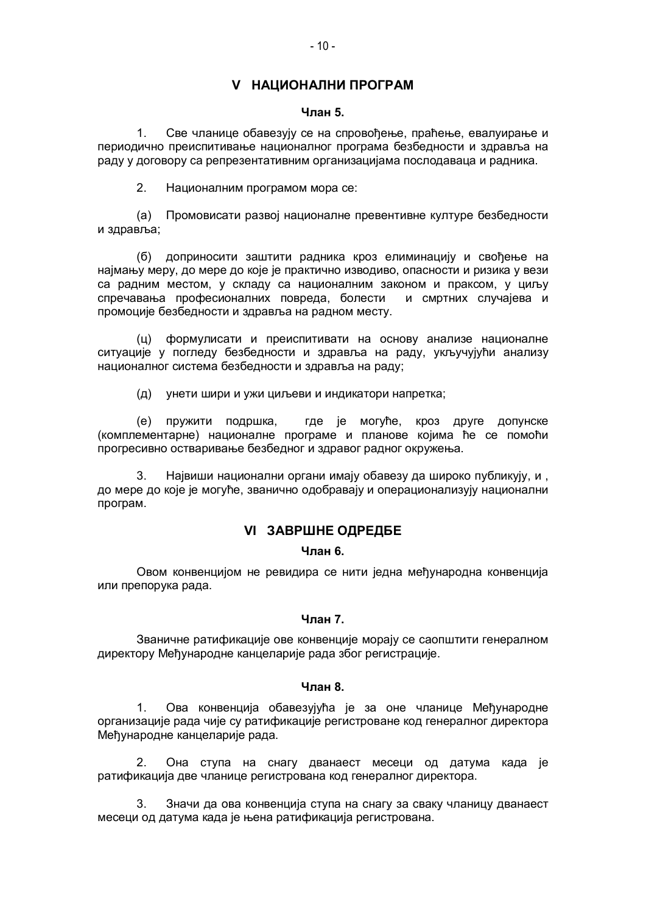## V НАЦИОНАЛНИ ПРОГРАМ

**Члан 5.**

1. Све чланице обавезују се на спровођење, праћење, евалуирање и периодично преиспитивање националног програма безбедности и здравља на раду у договору са репрезентативним организацијама послодаваца и радника.

2. Националним програмом мора се:

(а) Промовисати развој националне превентивне културе безбедности и здравља;

(б) доприносити заштити радника кроз елиминацију и свођење на најмању меру, до мере до које је практично изводиво, опасности и ризика у вези са радним местом, у складу са националним законом и праксом, у циљу спречавања професионалних повреда, болести и смртних случајева и промоције безбедности и здравља на радном месту.

(ц) формулисати и преиспитивати на основу анализе националне ситуације у погледу безбедности и здравља на раду, укључујући анализу националног система безбедности и здравља на раду;

(д) унети шири и ужи циљеви и индикатори напретка;

(е) пружити подршка, где је могуће, кроз друге допунске (комплементарне) националне програме и планове којима ће се помоћи прогресивно остваривање безбедног и здравог радног окружења.

3. Највиши национални органи имају обавезу да широко публикују, и , до мере до које је могуће, званично одобравају и операционализују национални програм.

## VI ЗАВРШНЕ ОДРЕДБЕ

**Члан 6.**

Овом конвенцијом не ревидира се нити једна међународна конвенција или препорука рада.

**Члан 7.**

Званичне ратификације ове конвенције морају се саопштити генералном директору Међународне канцеларије рада због регистрације.

**Члан 8.**

1. Ова конвенција обавезујућа је за оне чланице Међународне организације рада чије су ратификације регистроване код генералног директора Међународне канцеларије рада.

2. Она ступа на снагу дванаест месеци од датума када је ратификација две чланице регистрована код генералног директора.

3. Значи да ова конвенција ступа на снагу за сваку чланицу дванаест месеци од датума када је њена ратификација регистрована.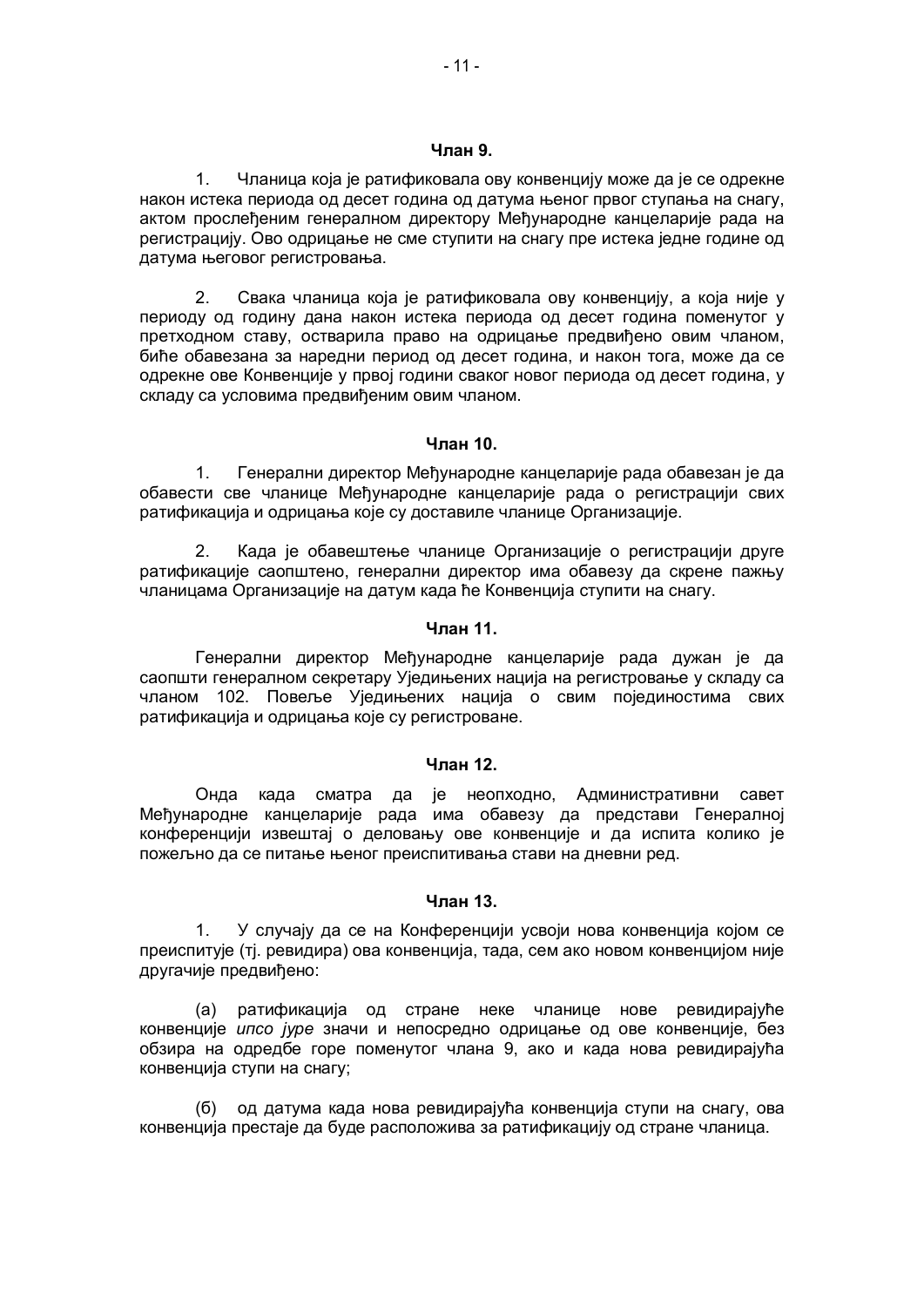**Члан 9.**

1. Чланица која је ратификовала ову конвенцију може да је се одрекне након истека периода од десет година од датума њеног првог ступања на снагу, актом прослеђеним генералном директору Међународне канцеларије рада на регистрацију. Ово одрицање не сме ступити на снагу пре истека једне године од датума његовог регистровања.

2. Свака чланица која је ратификовала ову конвенцију, а која није у периоду од годину дана након истека периода од десет година поменутог у претходном ставу, остварила право на одрицање предвиђено овим чланом, биће обавезана за наредни период од десет година, и након тога, може да се одрекне ове Конвенције у првој години сваког новог периода од десет година, у складу са условима предвиђеним овим чланом.

**Члан 10.**

1. Генерални директор Међународне канцеларије рада обавезан је да обавести све чланице Међународне канцеларије рада о регистрацији свих ратификација и одрицања које су доставиле чланице Организације.

2. Када је обавештење чланице Организације о регистрацији друге ратификације саопштено, генерални директор има обавезу да скрене пажњу чланицама Организације на датум када ће Конвенција ступити на снагу.

**Члан 11.**

Генерални директор Међународне канцеларије рада дужан је да саопшти генералном секретару Уједињених нација на регистровање у складу са чланом 102. Повеље Уједињених нација о свим појединостима свих ратификација и одрицања које су регистроване.

**Члан 12.**

Онда када сматра да је неопходно, Административни савет Међународне канцеларије рада има обавезу да представи Генералној конференцији извештај о деловању ове конвенције и да испита колико је пожељно да се питање њеног преиспитивања стави на дневни ред.

**Члан 13.**

1. У случају да се на Конференцији усвоји нова конвенција којом се преиспитује (тј. ревидира) ова конвенција, тада, сем ако новом конвенцијом није другачије предвиђено:

(а) ратификација од стране неке чланице нове ревидирајуће конвенције *ипсо јуре* значи и непосредно одрицање од ове конвенције, без обзира на одредбе горе поменутог члана 9, ако и када нова ревидирајућа конвенција ступи на снагу;

(б) од датума када нова ревидирајућа конвенција ступи на снагу, ова конвенција престаје да буде расположива за ратификацију од стране чланица.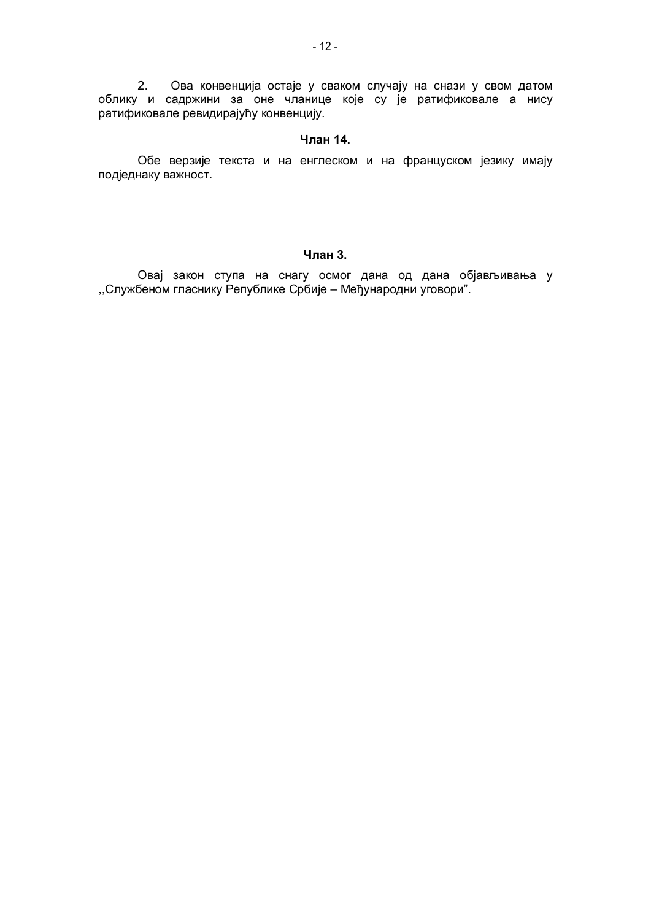2. Ова конвенција остаје у сваком случају на снази у свом датом облику и садржини за оне чланице које су је ратификовале а нису ратификовале ревидирајућу конвенцију.

**Члан 14.**

Обе верзије текста и на енглеском и на француском језику имају подједнаку важност.

**Члан 3.**

Овај закон ступа на снагу осмог дана од дана објављивања у ,,Службеном гласнику Републике Србије – Међународни уговори”.